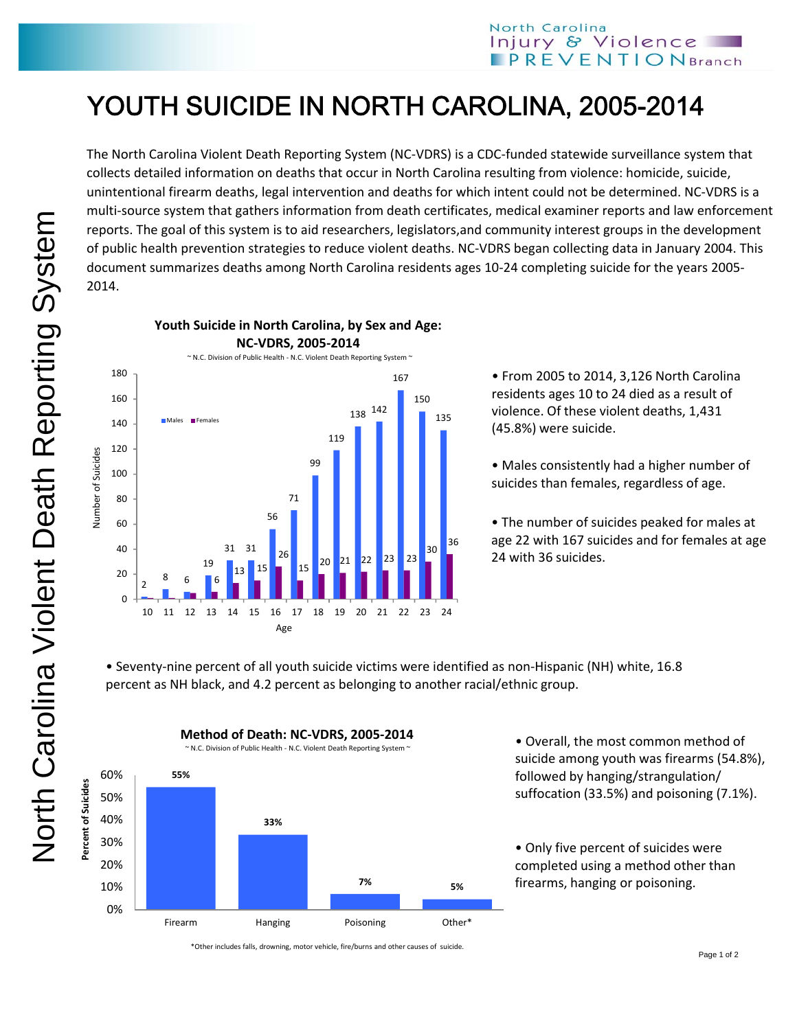North Carolina Injury & Violence PREVENTION Branch

# YOUTH SUICIDE IN NORTH CAROLINA, 2005-2014

North Carolina Violent Death Reporting System

The North Carolina Violent Death Reporting System (NC-VDRS) is a CDC-funded statewide surveillance system that collects detailed information on deaths that occur in North Carolina resulting from violence: homicide, suicide, unintentional firearm deaths, legal intervention and deaths for which intent could not be determined. NC-VDRS is a multi-source system that gathers information from death certificates, medical examiner reports and law enforcement reports. The goal of this system is to aid researchers, legislators,and community interest groups in the development of public health prevention strategies to reduce violent deaths. NC-VDRS began collecting data in January 2004. This document summarizes deaths among North Carolina residents ages 10-24 completing suicide for the years 2005-2014.

**Youth Suicide in North Carolina, by Sex and Age: NC-VDRS, 2005-2014**

~ N.C. Division of Public Health - N.C. Violent Death Reporting System ~

| Age | Males | Females |
|---|---|---|
| 10 | 2 | |
| 11 | 8 | |
| 12 | 6 | |
| 13 | 19 | 6 |
| 14 | 31 | 13 |
| 15 | 31 | 15 |
| 16 | 56 | 26 |
| 17 | 71 | 15 |
| 18 | 99 | 20 |
| 19 | 119 | 21 |
| 20 | 138 | 22 |
| 21 | 142 | 23 |
| 22 | 167 | 23 |
| 23 | 150 | 30 |
| 24 | 135 | 36 |

- From 2005 to 2014, 3,126 North Carolina residents ages 10 to 24 died as a result of violence. Of these violent deaths, 1,431 (45.8%) were suicide.
- Males consistently had a higher number of suicides than females, regardless of age.
- The number of suicides peaked for males at age 22 with 167 suicides and for females at age 24 with 36 suicides.
- Seventy-nine percent of all youth suicide victims were identified as non-Hispanic (NH) white, 16.8 percent as NH black, and 4.2 percent as belonging to another racial/ethnic group.

**Method of Death: NC-VDRS, 2005-2014**

~ N.C. Division of Public Health - N.C. Violent Death Reporting System ~

| Method | Percent of Suicides |
|---|---|
| Firearm | 55% |
| Hanging | 33% |
| Poisoning | 7% |
| Other* | 5% |

*Other includes falls, drowning, motor vehicle, fire/burns and other causes of suicide.

- Overall, the most common method of suicide among youth was firearms (54.8%), followed by hanging/strangulation/ suffocation (33.5%) and poisoning (7.1%).
- Only five percent of suicides were completed using a method other than firearms, hanging or poisoning.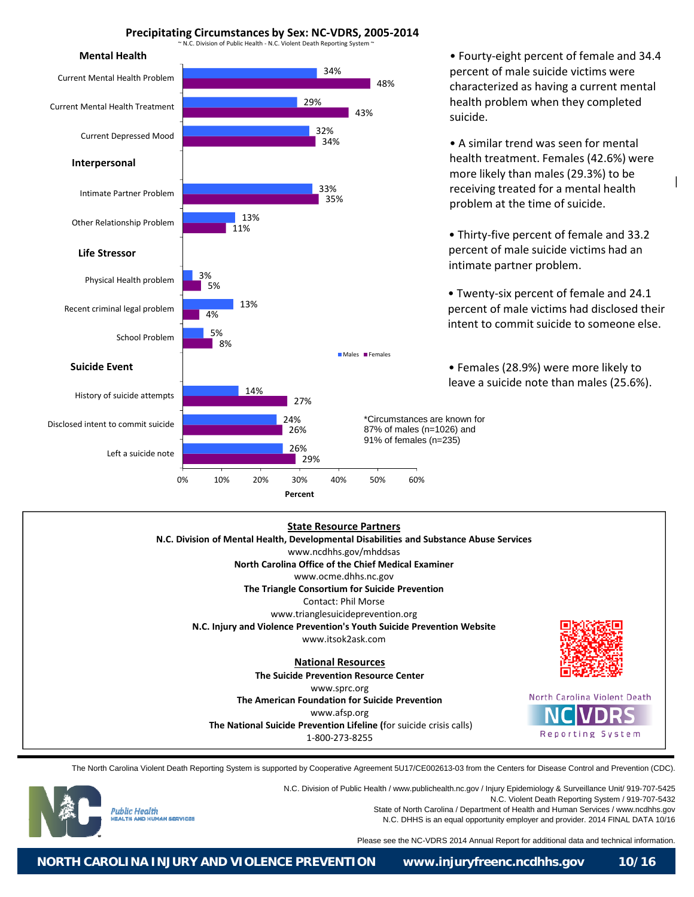## Precipitating Circumstances by Sex: NC-VDRS, 2005-2014

~ N.C. Division of Public Health - N.C. Violent Death Reporting System ~

Mental Health

Current Mental Health Problem 34% 48%

Current Mental Health Treatment 29% 43%

Current Depressed Mood 32% 34%

Interpersonal

Intimate Partner Problem 33% 35%

Other Relationship Problem 13% 11%

Life Stressor

Physical Health problem 3% 5%

Recent criminal legal problem 13% 4%

School Problem 5% 8%

Suicide Event

History of suicide attempts 14% 27%

Disclosed intent to commit suicide 24% 26%

Left a suicide note 26% 29%

0% 10% 20% 30% 40% 50% 60%

Percent

Males Females

*Circumstances are known for 87% of males (n=1026) and 91% of females (n=235)

- Fourty-eight percent of female and 34.4 percent of male suicide victims were characterized as having a current mental health problem when they completed suicide.
- A similar trend was seen for mental health treatment. Females (42.6%) were more likely than males (29.3%) to be receiving treated for a mental health problem at the time of suicide.
- Thirty-five percent of female and 33.2 percent of male suicide victims had an intimate partner problem.
- Twenty-six percent of female and 24.1 percent of male victims had disclosed their intent to commit suicide to someone else.
- Females (28.9%) were more likely to leave a suicide note than males (25.6%).

**State Resource Partners**

**N.C. Division of Mental Health, Developmental Disabilities and Substance Abuse Services**
www.ncdhhs.gov/mhddsas

**North Carolina Office of the Chief Medical Examiner**
www.ocme.dhhs.nc.gov

**The Triangle Consortium for Suicide Prevention**
Contact: Phil Morse
www.trianglesuicideprevention.org

**N.C. Injury and Violence Prevention's Youth Suicide Prevention Website**
www.itsok2ask.com

**National Resources**

**The Suicide Prevention Resource Center**
www.sprc.org

**The American Foundation for Suicide Prevention**
www.afsp.org

**The National Suicide Prevention Lifeline** (for suicide crisis calls)
1-800-273-8255

North Carolina Violent Death NC VDRS Reporting System

The North Carolina Violent Death Reporting System is supported by Cooperative Agreement 5U17/CE002613-03 from the Centers for Disease Control and Prevention (CDC).

Public Health HEALTH AND HUMAN SERVICES

N.C. Division of Public Health / www.publichealth.nc.gov / Injury Epidemiology & Surveillance Unit/ 919-707-5425
N.C. Violent Death Reporting System / 919-707-5432
State of North Carolina / Department of Health and Human Services / www.ncdhhs.gov
N.C. DHHS is an equal opportunity employer and provider. 2014 FINAL DATA 10/16

Please see the NC-VDRS 2014 Annual Report for additional data and technical information.

**NORTH CAROLINA INJURY AND VIOLENCE PREVENTION www.injuryfreenc.ncdhhs.gov**